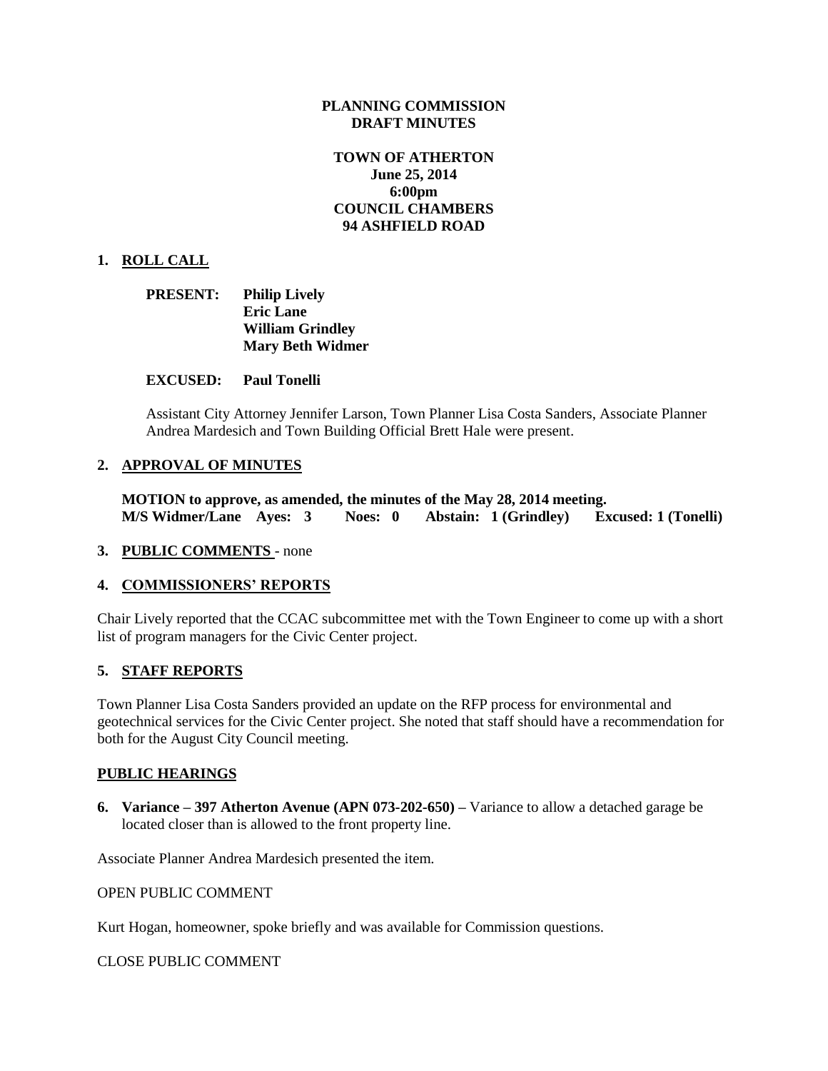**PLANNING COMMISSION**
**DRAFT MINUTES**

**TOWN OF ATHERTON**
**June 25, 2014**
**6:00pm**
**COUNCIL CHAMBERS**
**94 ASHFIELD ROAD**

## 1. ROLL CALL

**PRESENT:** **Philip Lively**
**Eric Lane**
**William Grindley**
**Mary Beth Widmer**

**EXCUSED:** **Paul Tonelli**

Assistant City Attorney Jennifer Larson, Town Planner Lisa Costa Sanders, Associate Planner Andrea Mardesich and Town Building Official Brett Hale were present.

## 2. APPROVAL OF MINUTES

**MOTION to approve, as amended, the minutes of the May 28, 2014 meeting.**
**M/S Widmer/Lane Ayes: 3 Noes: 0 Abstain: 1 (Grindley) Excused: 1 (Tonelli)**

## 3. PUBLIC COMMENTS - none

## 4. COMMISSIONERS' REPORTS

Chair Lively reported that the CCAC subcommittee met with the Town Engineer to come up with a short list of program managers for the Civic Center project.

## 5. STAFF REPORTS

Town Planner Lisa Costa Sanders provided an update on the RFP process for environmental and geotechnical services for the Civic Center project. She noted that staff should have a recommendation for both for the August City Council meeting.

## PUBLIC HEARINGS

**6. Variance – 397 Atherton Avenue (APN 073-202-650) –** Variance to allow a detached garage be located closer than is allowed to the front property line.

Associate Planner Andrea Mardesich presented the item.

OPEN PUBLIC COMMENT

Kurt Hogan, homeowner, spoke briefly and was available for Commission questions.

CLOSE PUBLIC COMMENT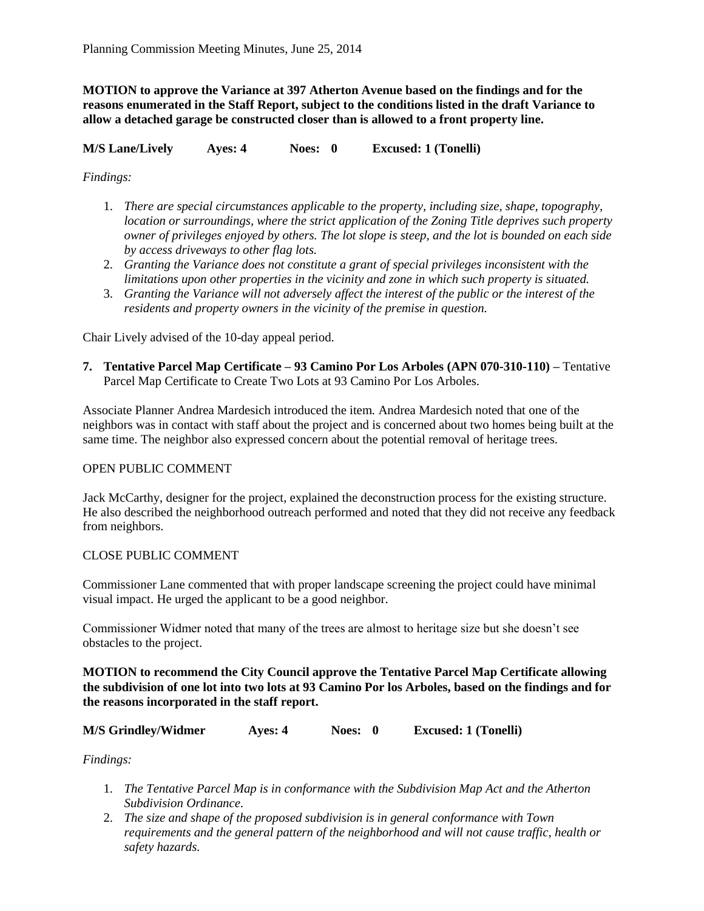**MOTION to approve the Variance at 397 Atherton Avenue based on the findings and for the reasons enumerated in the Staff Report, subject to the conditions listed in the draft Variance to allow a detached garage be constructed closer than is allowed to a front property line.**

**M/S Lane/Lively Ayes: 4 Noes: 0 Excused: 1 (Tonelli)**

*Findings:*

1. *There are special circumstances applicable to the property, including size, shape, topography, location or surroundings, where the strict application of the Zoning Title deprives such property owner of privileges enjoyed by others. The lot slope is steep, and the lot is bounded on each side by access driveways to other flag lots.*
2. *Granting the Variance does not constitute a grant of special privileges inconsistent with the limitations upon other properties in the vicinity and zone in which such property is situated.*
3. *Granting the Variance will not adversely affect the interest of the public or the interest of the residents and property owners in the vicinity of the premise in question.*

Chair Lively advised of the 10-day appeal period.

7. **Tentative Parcel Map Certificate – 93 Camino Por Los Arboles (APN 070-310-110) –** Tentative Parcel Map Certificate to Create Two Lots at 93 Camino Por Los Arboles.

Associate Planner Andrea Mardesich introduced the item. Andrea Mardesich noted that one of the neighbors was in contact with staff about the project and is concerned about two homes being built at the same time. The neighbor also expressed concern about the potential removal of heritage trees.

OPEN PUBLIC COMMENT

Jack McCarthy, designer for the project, explained the deconstruction process for the existing structure. He also described the neighborhood outreach performed and noted that they did not receive any feedback from neighbors.

CLOSE PUBLIC COMMENT

Commissioner Lane commented that with proper landscape screening the project could have minimal visual impact. He urged the applicant to be a good neighbor.

Commissioner Widmer noted that many of the trees are almost to heritage size but she doesn't see obstacles to the project.

**MOTION to recommend the City Council approve the Tentative Parcel Map Certificate allowing the subdivision of one lot into two lots at 93 Camino Por los Arboles, based on the findings and for the reasons incorporated in the staff report.**

**M/S Grindley/Widmer Ayes: 4 Noes: 0 Excused: 1 (Tonelli)**

*Findings:*

1. *The Tentative Parcel Map is in conformance with the Subdivision Map Act and the Atherton Subdivision Ordinance.*
2. *The size and shape of the proposed subdivision is in general conformance with Town requirements and the general pattern of the neighborhood and will not cause traffic, health or safety hazards.*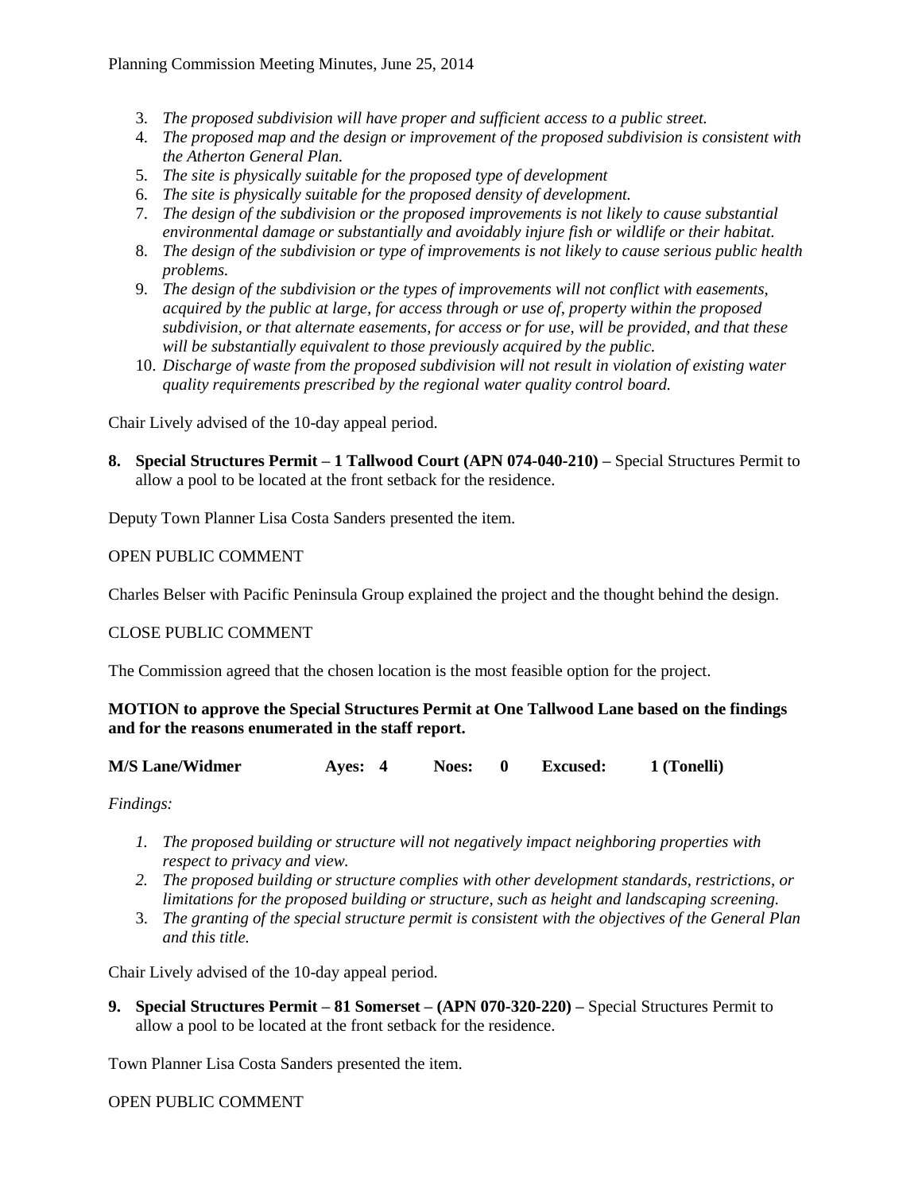3. *The proposed subdivision will have proper and sufficient access to a public street.*
4. *The proposed map and the design or improvement of the proposed subdivision is consistent with the Atherton General Plan.*
5. *The site is physically suitable for the proposed type of development*
6. *The site is physically suitable for the proposed density of development.*
7. *The design of the subdivision or the proposed improvements is not likely to cause substantial environmental damage or substantially and avoidably injure fish or wildlife or their habitat.*
8. *The design of the subdivision or type of improvements is not likely to cause serious public health problems.*
9. *The design of the subdivision or the types of improvements will not conflict with easements, acquired by the public at large, for access through or use of, property within the proposed subdivision, or that alternate easements, for access or for use, will be provided, and that these will be substantially equivalent to those previously acquired by the public.*
10. *Discharge of waste from the proposed subdivision will not result in violation of existing water quality requirements prescribed by the regional water quality control board.*

Chair Lively advised of the 10-day appeal period.

**8. Special Structures Permit – 1 Tallwood Court (APN 074-040-210) –** Special Structures Permit to allow a pool to be located at the front setback for the residence.

Deputy Town Planner Lisa Costa Sanders presented the item.

OPEN PUBLIC COMMENT

Charles Belser with Pacific Peninsula Group explained the project and the thought behind the design.

CLOSE PUBLIC COMMENT

The Commission agreed that the chosen location is the most feasible option for the project.

**MOTION to approve the Special Structures Permit at One Tallwood Lane based on the findings and for the reasons enumerated in the staff report.**

**M/S Lane/Widmer Ayes: 4 Noes: 0 Excused: 1 (Tonelli)**

*Findings:*

1. *The proposed building or structure will not negatively impact neighboring properties with respect to privacy and view.*
2. *The proposed building or structure complies with other development standards, restrictions, or limitations for the proposed building or structure, such as height and landscaping screening.*
3. *The granting of the special structure permit is consistent with the objectives of the General Plan and this title.*

Chair Lively advised of the 10-day appeal period.

**9. Special Structures Permit – 81 Somerset – (APN 070-320-220) –** Special Structures Permit to allow a pool to be located at the front setback for the residence.

Town Planner Lisa Costa Sanders presented the item.

OPEN PUBLIC COMMENT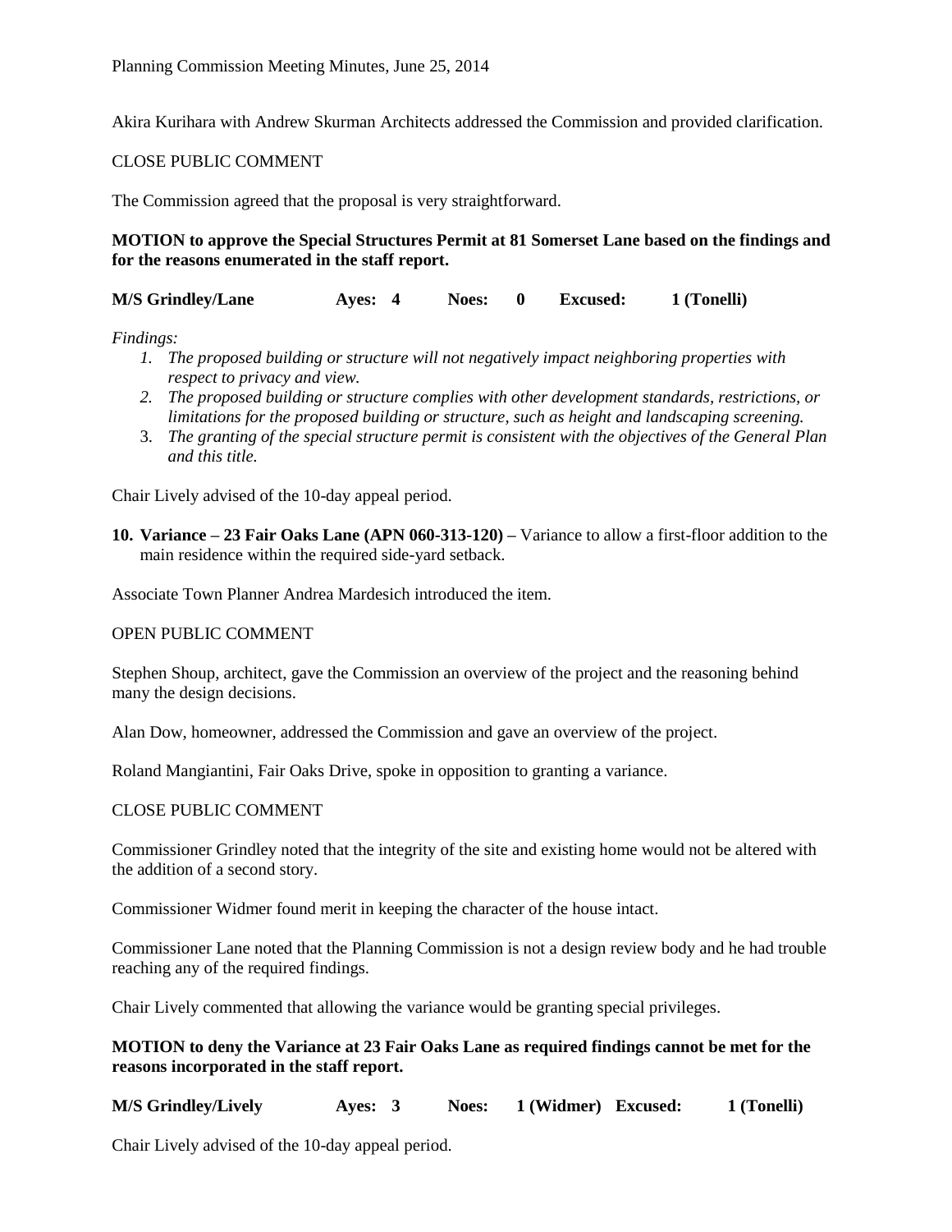Akira Kurihara with Andrew Skurman Architects addressed the Commission and provided clarification.

CLOSE PUBLIC COMMENT

The Commission agreed that the proposal is very straightforward.

**MOTION to approve the Special Structures Permit at 81 Somerset Lane based on the findings and for the reasons enumerated in the staff report.**

**M/S Grindley/Lane     Ayes: 4     Noes: 0     Excused: 1 (Tonelli)**

*Findings:*

1. *The proposed building or structure will not negatively impact neighboring properties with respect to privacy and view.*
2. *The proposed building or structure complies with other development standards, restrictions, or limitations for the proposed building or structure, such as height and landscaping screening.*
3. *The granting of the special structure permit is consistent with the objectives of the General Plan and this title.*

Chair Lively advised of the 10-day appeal period.

**10. Variance – 23 Fair Oaks Lane (APN 060-313-120) –** Variance to allow a first-floor addition to the main residence within the required side-yard setback.

Associate Town Planner Andrea Mardesich introduced the item.

OPEN PUBLIC COMMENT

Stephen Shoup, architect, gave the Commission an overview of the project and the reasoning behind many the design decisions.

Alan Dow, homeowner, addressed the Commission and gave an overview of the project.

Roland Mangiantini, Fair Oaks Drive, spoke in opposition to granting a variance.

CLOSE PUBLIC COMMENT

Commissioner Grindley noted that the integrity of the site and existing home would not be altered with the addition of a second story.

Commissioner Widmer found merit in keeping the character of the house intact.

Commissioner Lane noted that the Planning Commission is not a design review body and he had trouble reaching any of the required findings.

Chair Lively commented that allowing the variance would be granting special privileges.

**MOTION to deny the Variance at 23 Fair Oaks Lane as required findings cannot be met for the reasons incorporated in the staff report.**

**M/S Grindley/Lively     Ayes: 3     Noes: 1 (Widmer)     Excused: 1 (Tonelli)**

Chair Lively advised of the 10-day appeal period.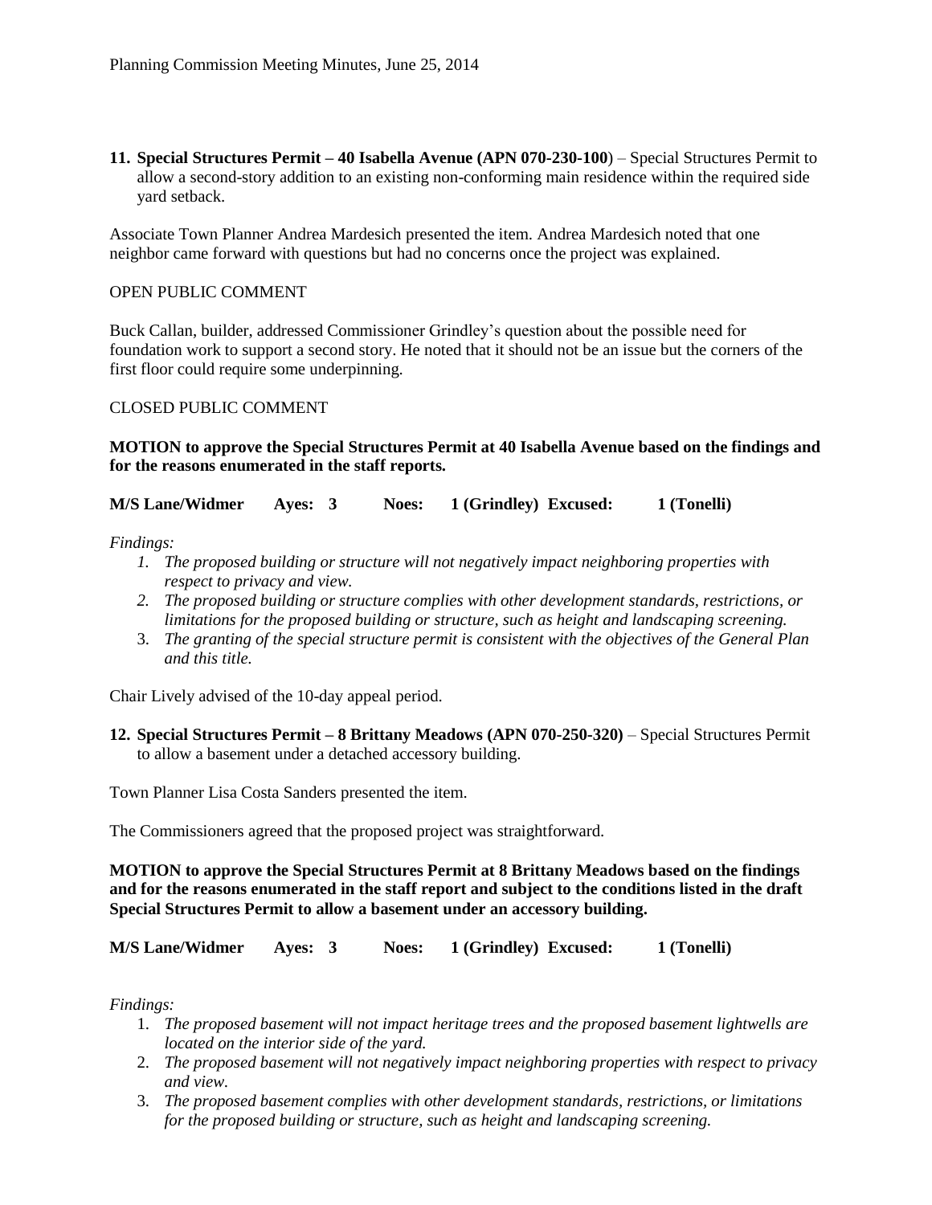**11. Special Structures Permit – 40 Isabella Avenue (APN 070-230-100)** – Special Structures Permit to allow a second-story addition to an existing non-conforming main residence within the required side yard setback.

Associate Town Planner Andrea Mardesich presented the item. Andrea Mardesich noted that one neighbor came forward with questions but had no concerns once the project was explained.

OPEN PUBLIC COMMENT

Buck Callan, builder, addressed Commissioner Grindley's question about the possible need for foundation work to support a second story. He noted that it should not be an issue but the corners of the first floor could require some underpinning.

CLOSED PUBLIC COMMENT

**MOTION to approve the Special Structures Permit at 40 Isabella Avenue based on the findings and for the reasons enumerated in the staff reports.**

**M/S Lane/Widmer Ayes: 3 Noes: 1 (Grindley) Excused: 1 (Tonelli)**

*Findings:*

1. *The proposed building or structure will not negatively impact neighboring properties with respect to privacy and view.*
2. *The proposed building or structure complies with other development standards, restrictions, or limitations for the proposed building or structure, such as height and landscaping screening.*
3. *The granting of the special structure permit is consistent with the objectives of the General Plan and this title.*

Chair Lively advised of the 10-day appeal period.

**12. Special Structures Permit – 8 Brittany Meadows (APN 070-250-320)** – Special Structures Permit to allow a basement under a detached accessory building.

Town Planner Lisa Costa Sanders presented the item.

The Commissioners agreed that the proposed project was straightforward.

**MOTION to approve the Special Structures Permit at 8 Brittany Meadows based on the findings and for the reasons enumerated in the staff report and subject to the conditions listed in the draft Special Structures Permit to allow a basement under an accessory building.**

**M/S Lane/Widmer Ayes: 3 Noes: 1 (Grindley) Excused: 1 (Tonelli)**

*Findings:*

1. *The proposed basement will not impact heritage trees and the proposed basement lightwells are located on the interior side of the yard.*
2. *The proposed basement will not negatively impact neighboring properties with respect to privacy and view.*
3. *The proposed basement complies with other development standards, restrictions, or limitations for the proposed building or structure, such as height and landscaping screening.*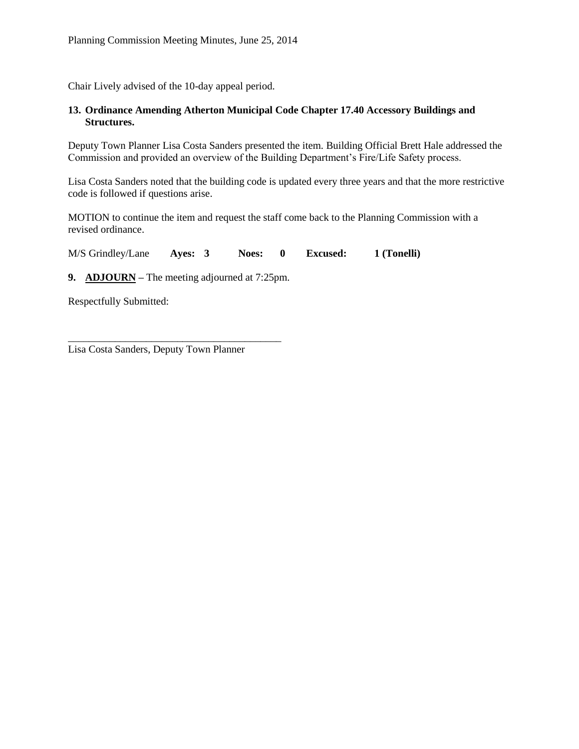Chair Lively advised of the 10-day appeal period.

**13. Ordinance Amending Atherton Municipal Code Chapter 17.40 Accessory Buildings and Structures.**

Deputy Town Planner Lisa Costa Sanders presented the item. Building Official Brett Hale addressed the Commission and provided an overview of the Building Department's Fire/Life Safety process.

Lisa Costa Sanders noted that the building code is updated every three years and that the more restrictive code is followed if questions arise.

MOTION to continue the item and request the staff come back to the Planning Commission with a revised ordinance.

M/S Grindley/Lane **Ayes: 3** **Noes: 0** **Excused: 1 (Tonelli)**

**9. ADJOURN –** The meeting adjourned at 7:25pm.

Respectfully Submitted:

\_\_\_\_\_\_\_\_\_\_\_\_\_\_\_\_\_\_\_\_\_\_\_\_\_\_\_\_\_\_\_\_\_\_\_\_\_\_\_\_

Lisa Costa Sanders, Deputy Town Planner